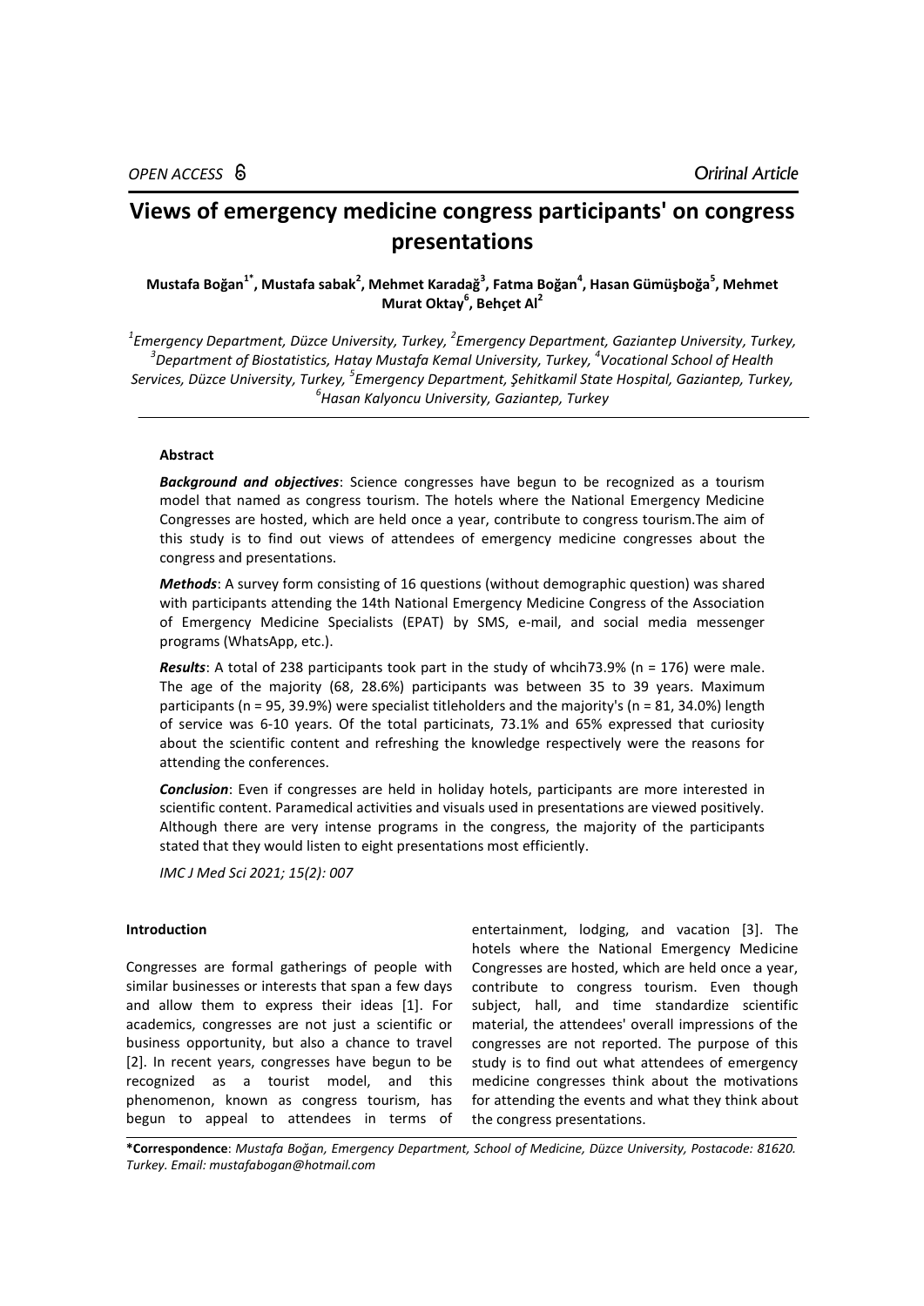OPEN ACCESS

Oririnal Article

# Views of emergency medicine congress participants' on congress presentations

**Mustafa Boğan[1*], Mustafa sabak[2], Mehmet Karadağ[3], Fatma Boğan[4], Hasan Gümüşboğa[5], Mehmet Murat Oktay[6], Behçet Al[2]**

*[1]Emergency Department, Düzce University, Turkey, [2]Emergency Department, Gaziantep University, Turkey, [3]Department of Biostatistics, Hatay Mustafa Kemal University, Turkey, [4]Vocational School of Health Services, Düzce University, Turkey, [5]Emergency Department, Şehitkamil State Hospital, Gaziantep, Turkey, [6]Hasan Kalyoncu University, Gaziantep, Turkey*

### Abstract

***Background and objectives***: Science congresses have begun to be recognized as a tourism model that named as congress tourism. The hotels where the National Emergency Medicine Congresses are hosted, which are held once a year, contribute to congress tourism.The aim of this study is to find out views of attendees of emergency medicine congresses about the congress and presentations.

***Methods***: A survey form consisting of 16 questions (without demographic question) was shared with participants attending the 14th National Emergency Medicine Congress of the Association of Emergency Medicine Specialists (EPAT) by SMS, e-mail, and social media messenger programs (WhatsApp, etc.).

***Results***: A total of 238 participants took part in the study of whcih73.9% (n = 176) were male. The age of the majority (68, 28.6%) participants was between 35 to 39 years. Maximum participants (n = 95, 39.9%) were specialist titleholders and the majority's (n = 81, 34.0%) length of service was 6-10 years. Of the total particinats, 73.1% and 65% expressed that curiosity about the scientific content and refreshing the knowledge respectively were the reasons for attending the conferences.

***Conclusion***: Even if congresses are held in holiday hotels, participants are more interested in scientific content. Paramedical activities and visuals used in presentations are viewed positively. Although there are very intense programs in the congress, the majority of the participants stated that they would listen to eight presentations most efficiently.

*IMC J Med Sci 2021; 15(2): 007*

### Introduction

Congresses are formal gatherings of people with similar businesses or interests that span a few days and allow them to express their ideas [1]. For academics, congresses are not just a scientific or business opportunity, but also a chance to travel [2]. In recent years, congresses have begun to be recognized as a tourist model, and this phenomenon, known as congress tourism, has begun to appeal to attendees in terms of entertainment, lodging, and vacation [3]. The hotels where the National Emergency Medicine Congresses are hosted, which are held once a year, contribute to congress tourism. Even though subject, hall, and time standardize scientific material, the attendees' overall impressions of the congresses are not reported. The purpose of this study is to find out what attendees of emergency medicine congresses think about the motivations for attending the events and what they think about the congress presentations.

**\*Correspondence**: *Mustafa Boğan, Emergency Department, School of Medicine, Düzce University, Postacode: 81620. Turkey. Email: mustafabogan@hotmail.com*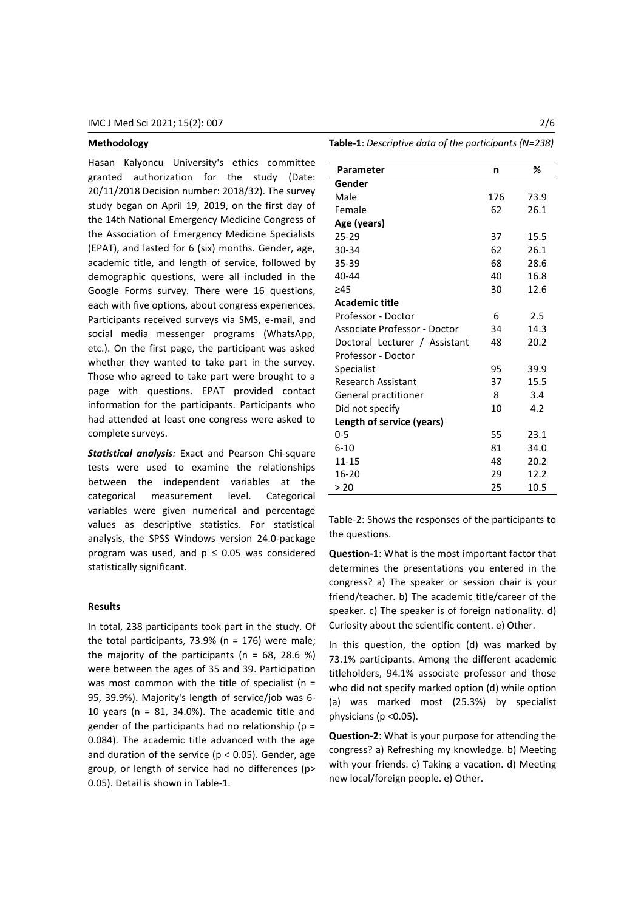## Methodology

Hasan Kalyoncu University's ethics committee granted authorization for the study (Date: 20/11/2018 Decision number: 2018/32). The survey study began on April 19, 2019, on the first day of the 14th National Emergency Medicine Congress of the Association of Emergency Medicine Specialists (EPAT), and lasted for 6 (six) months. Gender, age, academic title, and length of service, followed by demographic questions, were all included in the Google Forms survey. There were 16 questions, each with five options, about congress experiences. Participants received surveys via SMS, e-mail, and social media messenger programs (WhatsApp, etc.). On the first page, the participant was asked whether they wanted to take part in the survey. Those who agreed to take part were brought to a page with questions. EPAT provided contact information for the participants. Participants who had attended at least one congress were asked to complete surveys.

***Statistical analysis**:* Exact and Pearson Chi-square tests were used to examine the relationships between the independent variables at the categorical measurement level. Categorical variables were given numerical and percentage values as descriptive statistics. For statistical analysis, the SPSS Windows version 24.0-package program was used, and $p \leq 0.05$ was considered statistically significant.

## Results

In total, 238 participants took part in the study. Of the total participants, 73.9% (n = 176) were male; the majority of the participants (n = 68, 28.6 %) were between the ages of 35 and 39. Participation was most common with the title of specialist (n = 95, 39.9%). Majority's length of service/job was 6-10 years (n = 81, 34.0%). The academic title and gender of the participants had no relationship ($p = 0.084$). The academic title advanced with the age and duration of the service ($p < 0.05$). Gender, age group, or length of service had no differences ($p > 0.05$). Detail is shown in Table-1.

**Table-1**: *Descriptive data of the participants (N=238)*

| Parameter | n | % |
|---|---|---|
| **Gender** | | |
| Male | 176 | 73.9 |
| Female | 62 | 26.1 |
| **Age (years)** | | |
| 25-29 | 37 | 15.5 |
| 30-34 | 62 | 26.1 |
| 35-39 | 68 | 28.6 |
| 40-44 | 40 | 16.8 |
| ≥45 | 30 | 12.6 |
| **Academic title** | | |
| Professor - Doctor | 6 | 2.5 |
| Associate Professor - Doctor | 34 | 14.3 |
| Doctoral Lecturer / Assistant Professor - Doctor | 48 | 20.2 |
| Specialist | 95 | 39.9 |
| Research Assistant | 37 | 15.5 |
| General practitioner | 8 | 3.4 |
| Did not specify | 10 | 4.2 |
| **Length of service (years)** | | |
| 0-5 | 55 | 23.1 |
| 6-10 | 81 | 34.0 |
| 11-15 | 48 | 20.2 |
| 16-20 | 29 | 12.2 |
| > 20 | 25 | 10.5 |

Table-2: Shows the responses of the participants to the questions.

**Question-1**: What is the most important factor that determines the presentations you entered in the congress? a) The speaker or session chair is your friend/teacher. b) The academic title/career of the speaker. c) The speaker is of foreign nationality. d) Curiosity about the scientific content. e) Other.

In this question, the option (d) was marked by 73.1% participants. Among the different academic titleholders, 94.1% associate professor and those who did not specify marked option (d) while option (a) was marked most (25.3%) by specialist physicians ($p < 0.05$).

**Question-2**: What is your purpose for attending the congress? a) Refreshing my knowledge. b) Meeting with your friends. c) Taking a vacation. d) Meeting new local/foreign people. e) Other.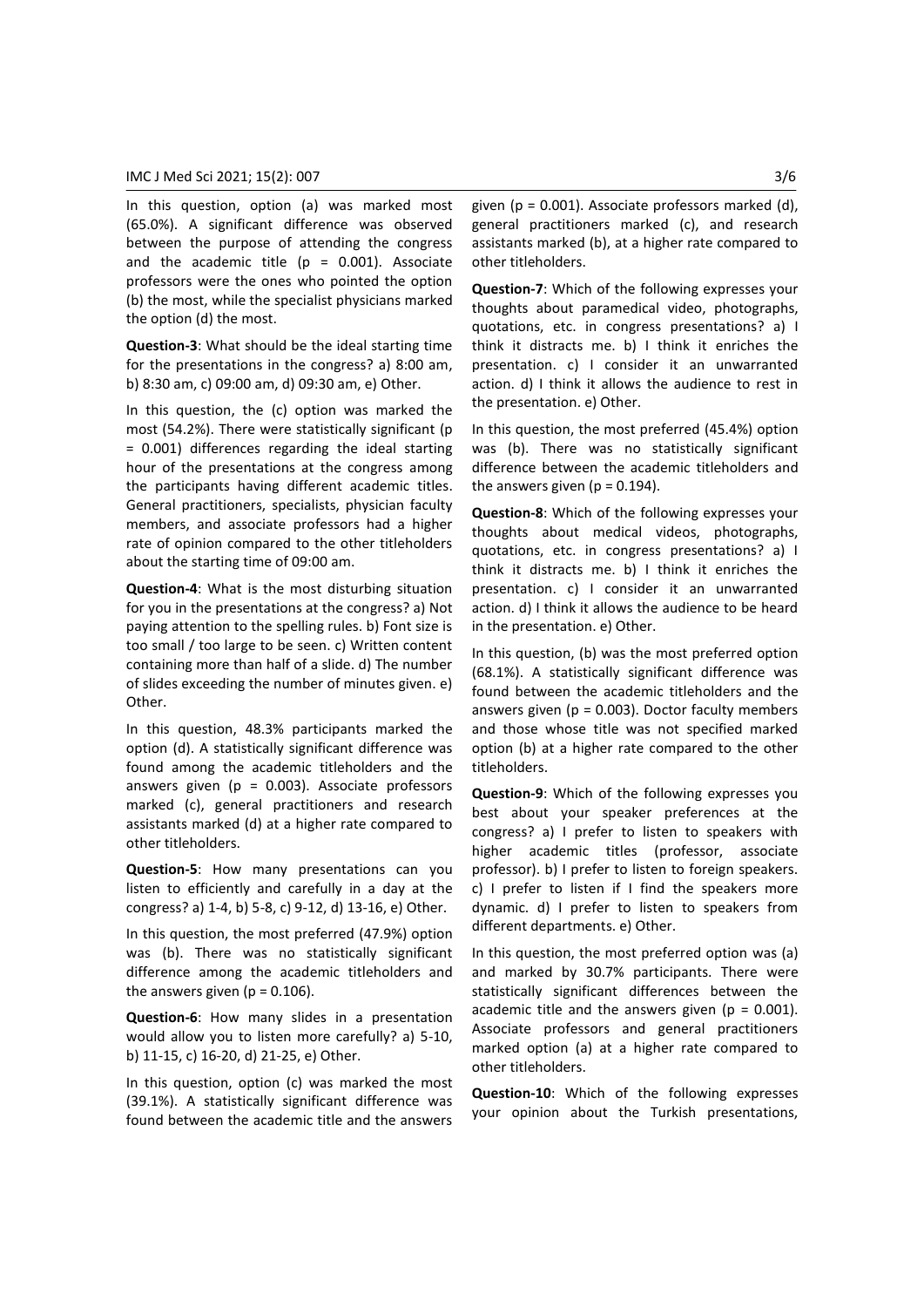In this question, option (a) was marked most (65.0%). A significant difference was observed between the purpose of attending the congress and the academic title ($p = 0.001$). Associate professors were the ones who pointed the option (b) the most, while the specialist physicians marked the option (d) the most.

**Question-3**: What should be the ideal starting time for the presentations in the congress? a) 8:00 am, b) 8:30 am, c) 09:00 am, d) 09:30 am, e) Other.

In this question, the (c) option was marked the most (54.2%). There were statistically significant ($p = 0.001$) differences regarding the ideal starting hour of the presentations at the congress among the participants having different academic titles. General practitioners, specialists, physician faculty members, and associate professors had a higher rate of opinion compared to the other titleholders about the starting time of 09:00 am.

**Question-4**: What is the most disturbing situation for you in the presentations at the congress? a) Not paying attention to the spelling rules. b) Font size is too small / too large to be seen. c) Written content containing more than half of a slide. d) The number of slides exceeding the number of minutes given. e) Other.

In this question, 48.3% participants marked the option (d). A statistically significant difference was found among the academic titleholders and the answers given ($p = 0.003$). Associate professors marked (c), general practitioners and research assistants marked (d) at a higher rate compared to other titleholders.

**Question-5**: How many presentations can you listen to efficiently and carefully in a day at the congress? a) 1-4, b) 5-8, c) 9-12, d) 13-16, e) Other.

In this question, the most preferred (47.9%) option was (b). There was no statistically significant difference among the academic titleholders and the answers given ($p = 0.106$).

**Question-6**: How many slides in a presentation would allow you to listen more carefully? a) 5-10, b) 11-15, c) 16-20, d) 21-25, e) Other.

In this question, option (c) was marked the most (39.1%). A statistically significant difference was found between the academic title and the answers given ($p = 0.001$). Associate professors marked (d), general practitioners marked (c), and research assistants marked (b), at a higher rate compared to other titleholders.

**Question-7**: Which of the following expresses your thoughts about paramedical video, photographs, quotations, etc. in congress presentations? a) I think it distracts me. b) I think it enriches the presentation. c) I consider it an unwarranted action. d) I think it allows the audience to rest in the presentation. e) Other.

In this question, the most preferred (45.4%) option was (b). There was no statistically significant difference between the academic titleholders and the answers given ($p = 0.194$).

**Question-8**: Which of the following expresses your thoughts about medical videos, photographs, quotations, etc. in congress presentations? a) I think it distracts me. b) I think it enriches the presentation. c) I consider it an unwarranted action. d) I think it allows the audience to be heard in the presentation. e) Other.

In this question, (b) was the most preferred option (68.1%). A statistically significant difference was found between the academic titleholders and the answers given ($p = 0.003$). Doctor faculty members and those whose title was not specified marked option (b) at a higher rate compared to the other titleholders.

**Question-9**: Which of the following expresses you best about your speaker preferences at the congress? a) I prefer to listen to speakers with higher academic titles (professor, associate professor). b) I prefer to listen to foreign speakers. c) I prefer to listen if I find the speakers more dynamic. d) I prefer to listen to speakers from different departments. e) Other.

In this question, the most preferred option was (a) and marked by 30.7% participants. There were statistically significant differences between the academic title and the answers given ($p = 0.001$). Associate professors and general practitioners marked option (a) at a higher rate compared to other titleholders.

**Question-10**: Which of the following expresses your opinion about the Turkish presentations,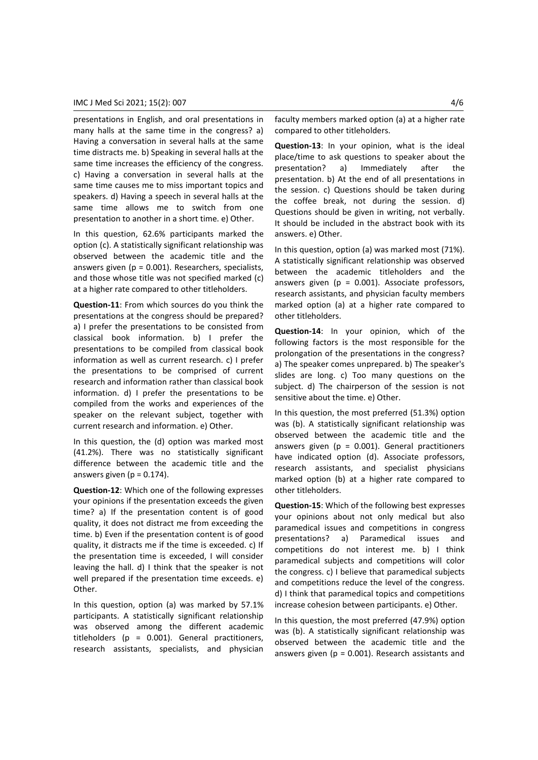presentations in English, and oral presentations in many halls at the same time in the congress? a) Having a conversation in several halls at the same time distracts me. b) Speaking in several halls at the same time increases the efficiency of the congress. c) Having a conversation in several halls at the same time causes me to miss important topics and speakers. d) Having a speech in several halls at the same time allows me to switch from one presentation to another in a short time. e) Other.

In this question, 62.6% participants marked the option (c). A statistically significant relationship was observed between the academic title and the answers given ($p = 0.001$). Researchers, specialists, and those whose title was not specified marked (c) at a higher rate compared to other titleholders.

**Question-11**: From which sources do you think the presentations at the congress should be prepared? a) I prefer the presentations to be consisted from classical book information. b) I prefer the presentations to be compiled from classical book information as well as current research. c) I prefer the presentations to be comprised of current research and information rather than classical book information. d) I prefer the presentations to be compiled from the works and experiences of the speaker on the relevant subject, together with current research and information. e) Other.

In this question, the (d) option was marked most (41.2%). There was no statistically significant difference between the academic title and the answers given ($p = 0.174$).

**Question-12**: Which one of the following expresses your opinions if the presentation exceeds the given time? a) If the presentation content is of good quality, it does not distract me from exceeding the time. b) Even if the presentation content is of good quality, it distracts me if the time is exceeded. c) If the presentation time is exceeded, I will consider leaving the hall. d) I think that the speaker is not well prepared if the presentation time exceeds. e) Other.

In this question, option (a) was marked by 57.1% participants. A statistically significant relationship was observed among the different academic titleholders ($p = 0.001$). General practitioners, research assistants, specialists, and physician faculty members marked option (a) at a higher rate compared to other titleholders.

**Question-13**: In your opinion, what is the ideal place/time to ask questions to speaker about the presentation? a) Immediately after the presentation. b) At the end of all presentations in the session. c) Questions should be taken during the coffee break, not during the session. d) Questions should be given in writing, not verbally. It should be included in the abstract book with its answers. e) Other.

In this question, option (a) was marked most (71%). A statistically significant relationship was observed between the academic titleholders and the answers given ($p = 0.001$). Associate professors, research assistants, and physician faculty members marked option (a) at a higher rate compared to other titleholders.

**Question-14**: In your opinion, which of the following factors is the most responsible for the prolongation of the presentations in the congress? a) The speaker comes unprepared. b) The speaker's slides are long. c) Too many questions on the subject. d) The chairperson of the session is not sensitive about the time. e) Other.

In this question, the most preferred (51.3%) option was (b). A statistically significant relationship was observed between the academic title and the answers given ($p = 0.001$). General practitioners have indicated option (d). Associate professors, research assistants, and specialist physicians marked option (b) at a higher rate compared to other titleholders.

**Question-15**: Which of the following best expresses your opinions about not only medical but also paramedical issues and competitions in congress presentations? a) Paramedical issues and competitions do not interest me. b) I think paramedical subjects and competitions will color the congress. c) I believe that paramedical subjects and competitions reduce the level of the congress. d) I think that paramedical topics and competitions increase cohesion between participants. e) Other.

In this question, the most preferred (47.9%) option was (b). A statistically significant relationship was observed between the academic title and the answers given ($p = 0.001$). Research assistants and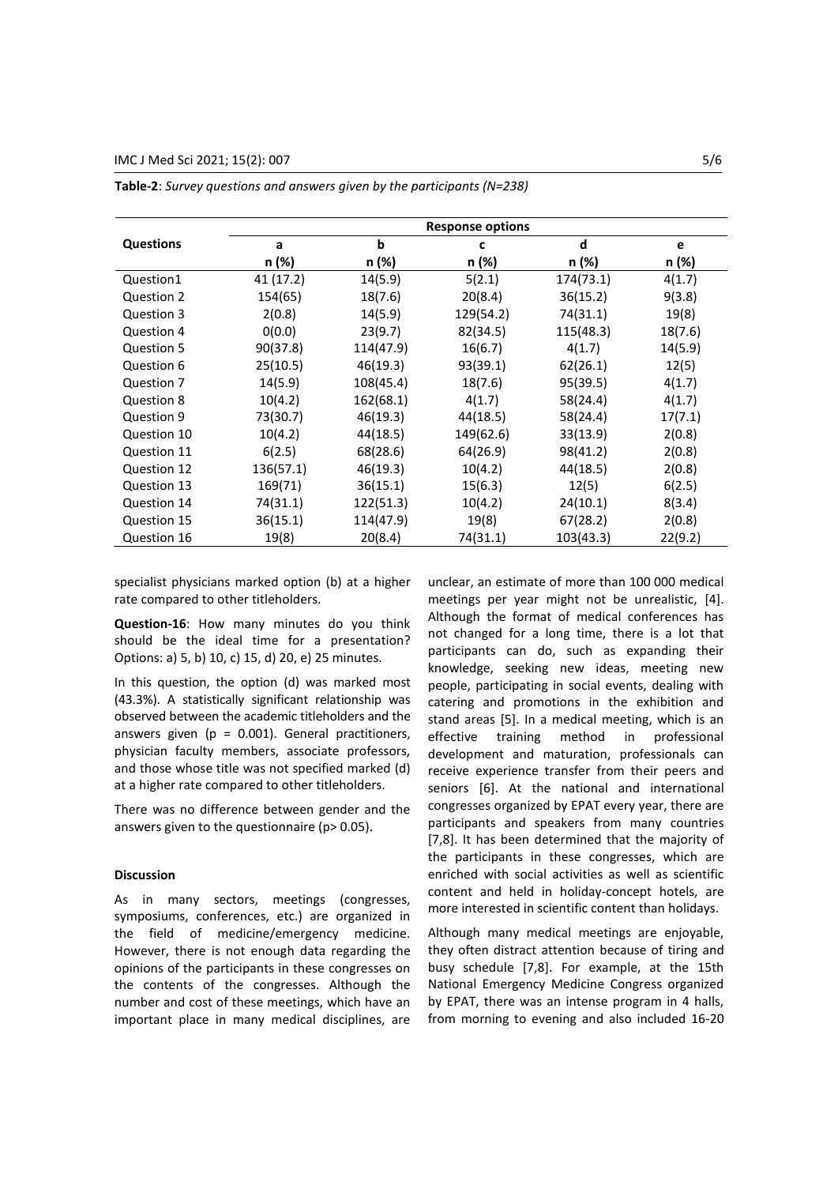**Table-2**: *Survey questions and answers given by the participants (N=238)*

| Questions | Response options | | | | |
|---|---|---|---|---|---|
| | a | b | c | d | e |
| | n (%) | n (%) | n (%) | n (%) | n (%) |
| Question1 | 41 (17.2) | 14(5.9) | 5(2.1) | 174(73.1) | 4(1.7) |
| Question 2 | 154(65) | 18(7.6) | 20(8.4) | 36(15.2) | 9(3.8) |
| Question 3 | 2(0.8) | 14(5.9) | 129(54.2) | 74(31.1) | 19(8) |
| Question 4 | 0(0.0) | 23(9.7) | 82(34.5) | 115(48.3) | 18(7.6) |
| Question 5 | 90(37.8) | 114(47.9) | 16(6.7) | 4(1.7) | 14(5.9) |
| Question 6 | 25(10.5) | 46(19.3) | 93(39.1) | 62(26.1) | 12(5) |
| Question 7 | 14(5.9) | 108(45.4) | 18(7.6) | 95(39.5) | 4(1.7) |
| Question 8 | 10(4.2) | 162(68.1) | 4(1.7) | 58(24.4) | 4(1.7) |
| Question 9 | 73(30.7) | 46(19.3) | 44(18.5) | 58(24.4) | 17(7.1) |
| Question 10 | 10(4.2) | 44(18.5) | 149(62.6) | 33(13.9) | 2(0.8) |
| Question 11 | 6(2.5) | 68(28.6) | 64(26.9) | 98(41.2) | 2(0.8) |
| Question 12 | 136(57.1) | 46(19.3) | 10(4.2) | 44(18.5) | 2(0.8) |
| Question 13 | 169(71) | 36(15.1) | 15(6.3) | 12(5) | 6(2.5) |
| Question 14 | 74(31.1) | 122(51.3) | 10(4.2) | 24(10.1) | 8(3.4) |
| Question 15 | 36(15.1) | 114(47.9) | 19(8) | 67(28.2) | 2(0.8) |
| Question 16 | 19(8) | 20(8.4) | 74(31.1) | 103(43.3) | 22(9.2) |

specialist physicians marked option (b) at a higher rate compared to other titleholders.

**Question-16**: How many minutes do you think should be the ideal time for a presentation? Options: a) 5, b) 10, c) 15, d) 20, e) 25 minutes.

In this question, the option (d) was marked most (43.3%). A statistically significant relationship was observed between the academic titleholders and the answers given ($p = 0.001$). General practitioners, physician faculty members, associate professors, and those whose title was not specified marked (d) at a higher rate compared to other titleholders.

There was no difference between gender and the answers given to the questionnaire ($p > 0.05$).

**Discussion**

As in many sectors, meetings (congresses, symposiums, conferences, etc.) are organized in the field of medicine/emergency medicine. However, there is not enough data regarding the opinions of the participants in these congresses on the contents of the congresses. Although the number and cost of these meetings, which have an important place in many medical disciplines, are unclear, an estimate of more than 100 000 medical meetings per year might not be unrealistic, [4]. Although the format of medical conferences has not changed for a long time, there is a lot that participants can do, such as expanding their knowledge, seeking new ideas, meeting new people, participating in social events, dealing with catering and promotions in the exhibition and stand areas [5]. In a medical meeting, which is an effective training method in professional development and maturation, professionals can receive experience transfer from their peers and seniors [6]. At the national and international congresses organized by EPAT every year, there are participants and speakers from many countries [7,8]. It has been determined that the majority of the participants in these congresses, which are enriched with social activities as well as scientific content and held in holiday-concept hotels, are more interested in scientific content than holidays.

Although many medical meetings are enjoyable, they often distract attention because of tiring and busy schedule [7,8]. For example, at the 15th National Emergency Medicine Congress organized by EPAT, there was an intense program in 4 halls, from morning to evening and also included 16-20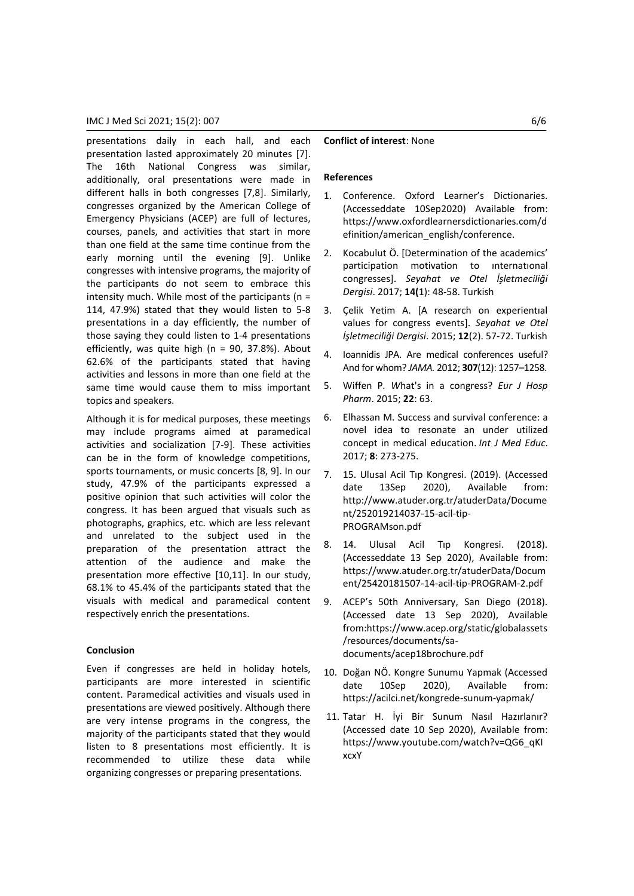presentations daily in each hall, and each presentation lasted approximately 20 minutes [7]. The 16th National Congress was similar, additionally, oral presentations were made in different halls in both congresses [7,8]. Similarly, congresses organized by the American College of Emergency Physicians (ACEP) are full of lectures, courses, panels, and activities that start in more than one field at the same time continue from the early morning until the evening [9]. Unlike congresses with intensive programs, the majority of the participants do not seem to embrace this intensity much. While most of the participants (n = 114, 47.9%) stated that they would listen to 5-8 presentations in a day efficiently, the number of those saying they could listen to 1-4 presentations efficiently, was quite high (n = 90, 37.8%). About 62.6% of the participants stated that having activities and lessons in more than one field at the same time would cause them to miss important topics and speakers.

Although it is for medical purposes, these meetings may include programs aimed at paramedical activities and socialization [7-9]. These activities can be in the form of knowledge competitions, sports tournaments, or music concerts [8, 9]. In our study, 47.9% of the participants expressed a positive opinion that such activities will color the congress. It has been argued that visuals such as photographs, graphics, etc. which are less relevant and unrelated to the subject used in the preparation of the presentation attract the attention of the audience and make the presentation more effective [10,11]. In our study, 68.1% to 45.4% of the participants stated that the visuals with medical and paramedical content respectively enrich the presentations.

#### Conclusion

Even if congresses are held in holiday hotels, participants are more interested in scientific content. Paramedical activities and visuals used in presentations are viewed positively. Although there are very intense programs in the congress, the majority of the participants stated that they would listen to 8 presentations most efficiently. It is recommended to utilize these data while organizing congresses or preparing presentations.

**Conflict of interest**: None

#### References

1. Conference. Oxford Learner's Dictionaries. (Accesseddate 10Sep2020) Available from: https://www.oxfordlearnersdictionaries.com/definition/american_english/conference.
2. Kocabulut Ö. [Determination of the academics' participation motivation to ınternatıonal congresses]. *Seyahat ve Otel İşletmeciliği Dergisi*. 2017; **14(**1): 48-58. Turkish
3. Çelik Yetim A. [A research on experientıal values for congress events]. *Seyahat ve Otel İşletmeciliği Dergisi*. 2015; **12**(2). 57-72. Turkish
4. Ioannidis JPA. Are medical conferences useful? And for whom? *JAMA.* 2012; **307**(12): 1257–1258.
5. Wiffen P. *W*hat's in a congress? *Eur J Hosp Pharm*. 2015; **22**: 63.
6. Elhassan M. Success and survival conference: a novel idea to resonate an under utilized concept in medical education. *Int J Med Educ*. 2017; **8**: 273-275.
7. 15. Ulusal Acil Tıp Kongresi. (2019). (Accessed date 13Sep 2020), Available from: http://www.atuder.org.tr/atuderData/Document/252019214037-15-acil-tip-PROGRAMson.pdf
8. 14. Ulusal Acil Tıp Kongresi. (2018). (Accesseddate 13 Sep 2020), Available from: https://www.atuder.org.tr/atuderData/Document/25420181507-14-acil-tip-PROGRAM-2.pdf
9. ACEP's 50th Anniversary, San Diego (2018). (Accessed date 13 Sep 2020), Available from:https://www.acep.org/static/globalassets/resources/documents/sa-documents/acep18brochure.pdf
10. Doğan NÖ. Kongre Sunumu Yapmak (Accessed date 10Sep 2020), Available from: https://acilci.net/kongrede-sunum-yapmak/
11. Tatar H. İyi Bir Sunum Nasıl Hazırlanır? (Accessed date 10 Sep 2020), Available from: https://www.youtube.com/watch?v=QG6_qKIxcxY